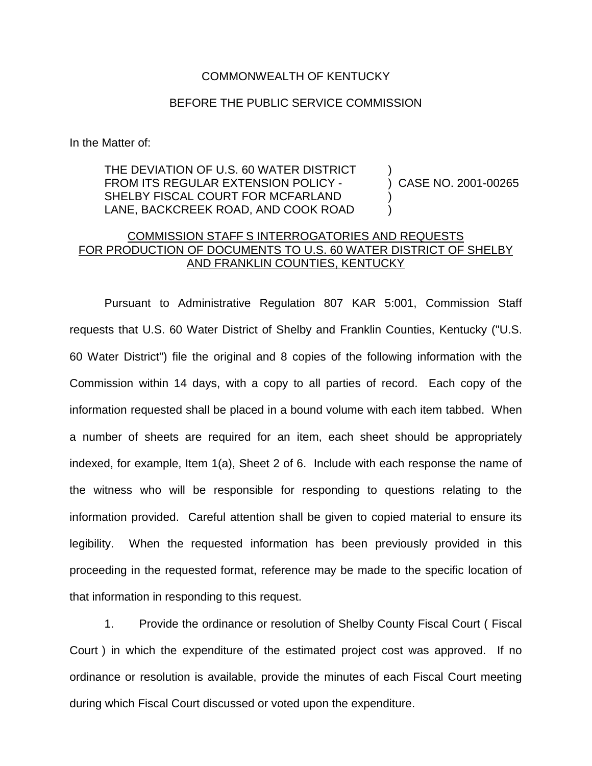COMMONWEALTH OF KENTUCKY

BEFORE THE PUBLIC SERVICE COMMISSION

In the Matter of:

| | | |
|---|---|---|
| THE DEVIATION OF U.S. 60 WATER DISTRICT FROM ITS REGULAR EXTENSION POLICY - SHELBY FISCAL COURT FOR MCFARLAND LANE, BACKCREEK ROAD, AND COOK ROAD | ) ) ) ) | CASE NO. 2001-00265 |

COMMISSION STAFF S INTERROGATORIES AND REQUESTS FOR PRODUCTION OF DOCUMENTS TO U.S. 60 WATER DISTRICT OF SHELBY AND FRANKLIN COUNTIES, KENTUCKY

Pursuant to Administrative Regulation 807 KAR 5:001, Commission Staff requests that U.S. 60 Water District of Shelby and Franklin Counties, Kentucky ("U.S. 60 Water District") file the original and 8 copies of the following information with the Commission within 14 days, with a copy to all parties of record. Each copy of the information requested shall be placed in a bound volume with each item tabbed. When a number of sheets are required for an item, each sheet should be appropriately indexed, for example, Item 1(a), Sheet 2 of 6. Include with each response the name of the witness who will be responsible for responding to questions relating to the information provided. Careful attention shall be given to copied material to ensure its legibility. When the requested information has been previously provided in this proceeding in the requested format, reference may be made to the specific location of that information in responding to this request.

1. Provide the ordinance or resolution of Shelby County Fiscal Court ( Fiscal Court ) in which the expenditure of the estimated project cost was approved. If no ordinance or resolution is available, provide the minutes of each Fiscal Court meeting during which Fiscal Court discussed or voted upon the expenditure.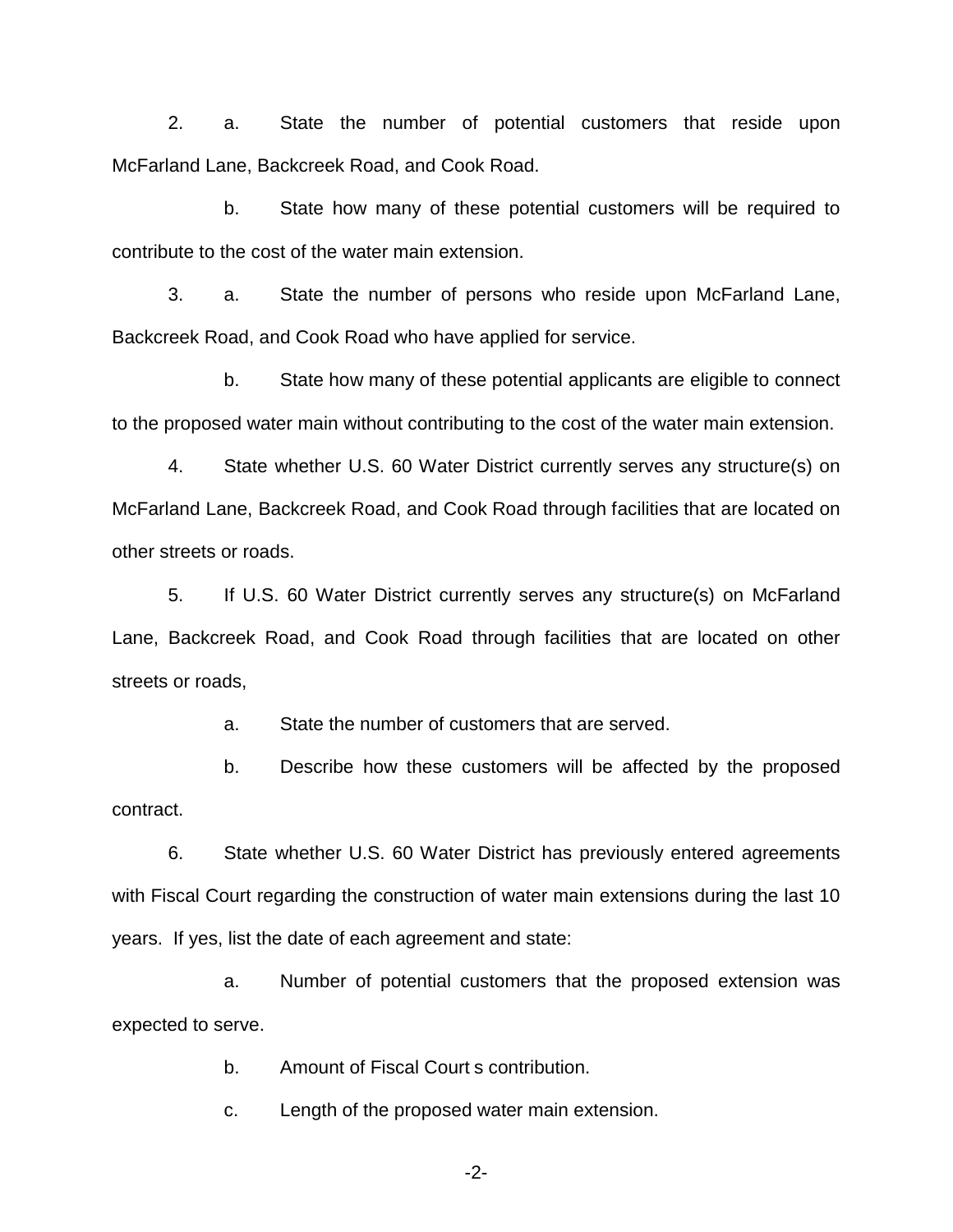2. a. State the number of potential customers that reside upon McFarland Lane, Backcreek Road, and Cook Road.

b. State how many of these potential customers will be required to contribute to the cost of the water main extension.

3. a. State the number of persons who reside upon McFarland Lane, Backcreek Road, and Cook Road who have applied for service.

b. State how many of these potential applicants are eligible to connect to the proposed water main without contributing to the cost of the water main extension.

4. State whether U.S. 60 Water District currently serves any structure(s) on McFarland Lane, Backcreek Road, and Cook Road through facilities that are located on other streets or roads.

5. If U.S. 60 Water District currently serves any structure(s) on McFarland Lane, Backcreek Road, and Cook Road through facilities that are located on other streets or roads,

a. State the number of customers that are served.

b. Describe how these customers will be affected by the proposed contract.

6. State whether U.S. 60 Water District has previously entered agreements with Fiscal Court regarding the construction of water main extensions during the last 10 years. If yes, list the date of each agreement and state:

a. Number of potential customers that the proposed extension was expected to serve.

b. Amount of Fiscal Court s contribution.

c. Length of the proposed water main extension.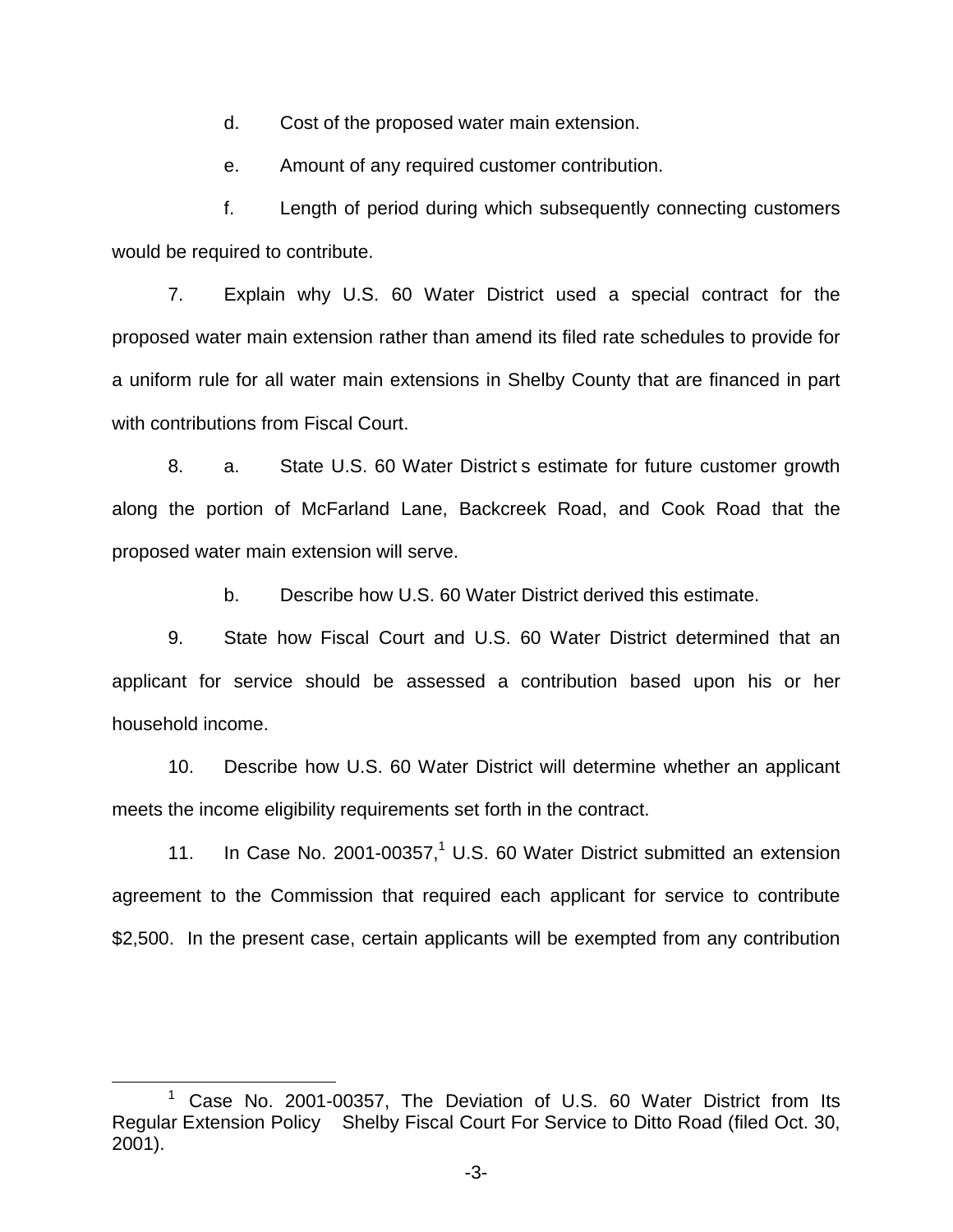d. Cost of the proposed water main extension.

e. Amount of any required customer contribution.

f. Length of period during which subsequently connecting customers would be required to contribute.

7. Explain why U.S. 60 Water District used a special contract for the proposed water main extension rather than amend its filed rate schedules to provide for a uniform rule for all water main extensions in Shelby County that are financed in part with contributions from Fiscal Court.

8. a. State U.S. 60 Water District s estimate for future customer growth along the portion of McFarland Lane, Backcreek Road, and Cook Road that the proposed water main extension will serve.

b. Describe how U.S. 60 Water District derived this estimate.

9. State how Fiscal Court and U.S. 60 Water District determined that an applicant for service should be assessed a contribution based upon his or her household income.

10. Describe how U.S. 60 Water District will determine whether an applicant meets the income eligibility requirements set forth in the contract.

11. In Case No. 2001-00357,[1] U.S. 60 Water District submitted an extension agreement to the Commission that required each applicant for service to contribute $2,500. In the present case, certain applicants will be exempted from any contribution

[1] Case No. 2001-00357, The Deviation of U.S. 60 Water District from Its Regular Extension Policy Shelby Fiscal Court For Service to Ditto Road (filed Oct. 30, 2001).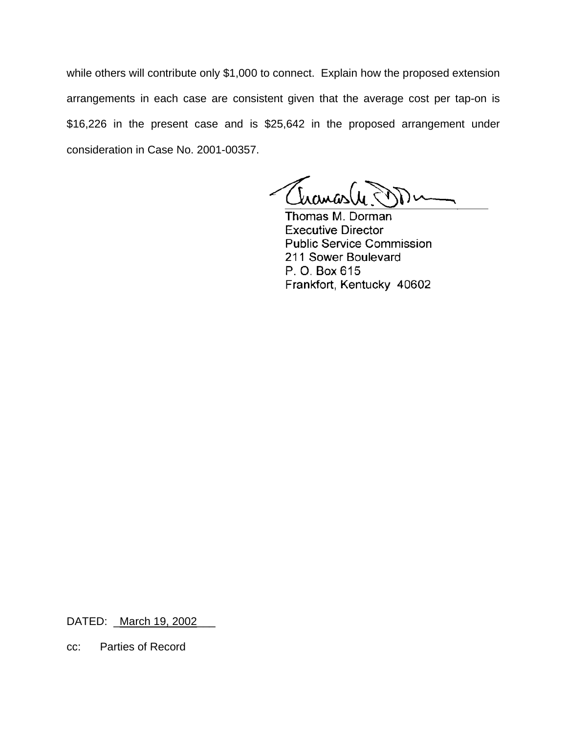while others will contribute only $1,000 to connect. Explain how the proposed extension arrangements in each case are consistent given that the average cost per tap-on is $16,226 in the present case and is $25,642 in the proposed arrangement under consideration in Case No. 2001-00357.

Thomas M. Dorman
Executive Director
Public Service Commission
211 Sower Boulevard
P. O. Box 615
Frankfort, Kentucky 40602

DATED: March 19, 2002

cc: Parties of Record